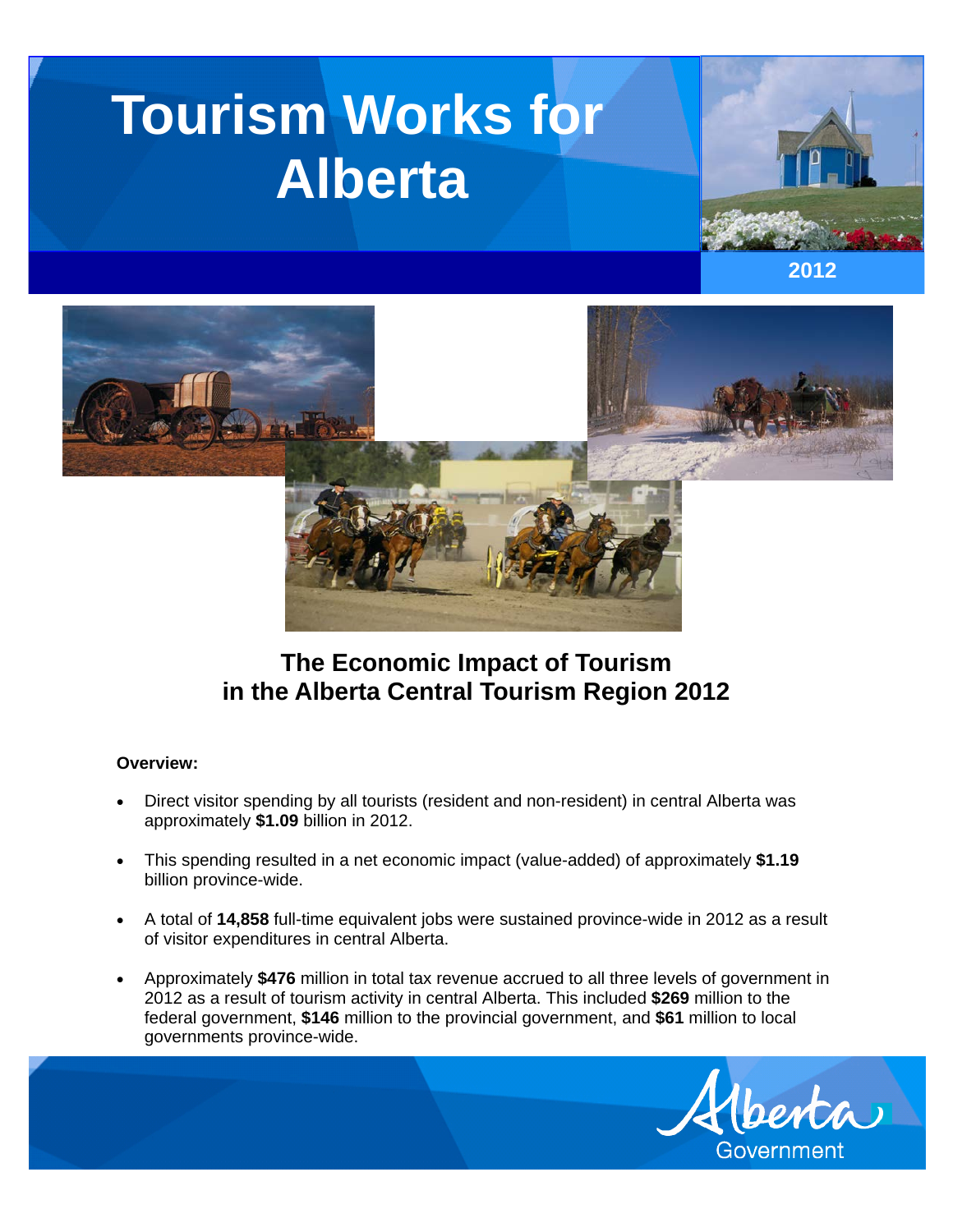# Tourism Works for Alberta

2012

## The Economic Impact of Tourism in the Alberta Central Tourism Region 2012

**Overview:**

- Direct visitor spending by all tourists (resident and non-resident) in central Alberta was approximately **$1.09** billion in 2012.
- This spending resulted in a net economic impact (value-added) of approximately **$1.19** billion province-wide.
- A total of **14,858** full-time equivalent jobs were sustained province-wide in 2012 as a result of visitor expenditures in central Alberta.
- Approximately **$476** million in total tax revenue accrued to all three levels of government in 2012 as a result of tourism activity in central Alberta. This included **$269** million to the federal government, **$146** million to the provincial government, and **$61** million to local governments province-wide.

Alberta Government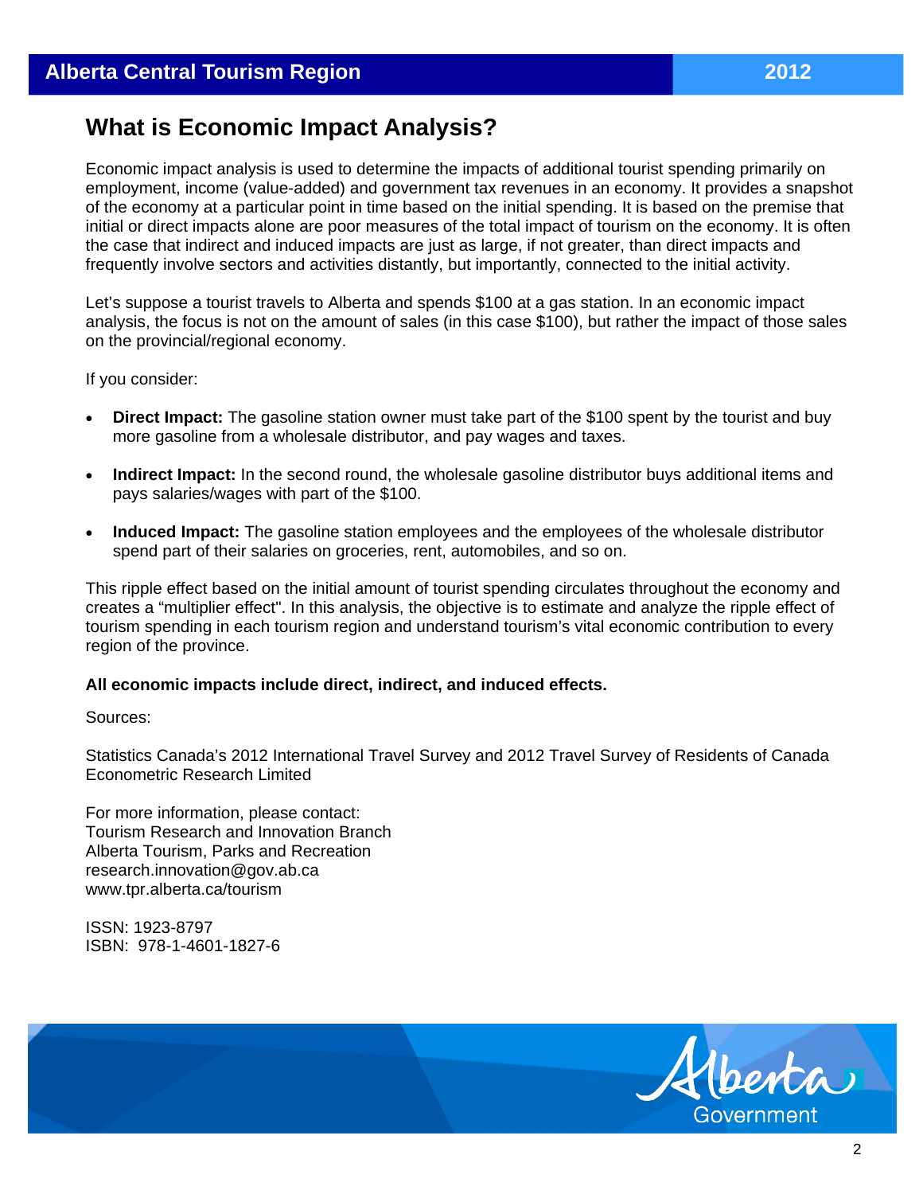## What is Economic Impact Analysis?

Economic impact analysis is used to determine the impacts of additional tourist spending primarily on employment, income (value-added) and government tax revenues in an economy. It provides a snapshot of the economy at a particular point in time based on the initial spending. It is based on the premise that initial or direct impacts alone are poor measures of the total impact of tourism on the economy. It is often the case that indirect and induced impacts are just as large, if not greater, than direct impacts and frequently involve sectors and activities distantly, but importantly, connected to the initial activity.

Let's suppose a tourist travels to Alberta and spends $100 at a gas station. In an economic impact analysis, the focus is not on the amount of sales (in this case $100), but rather the impact of those sales on the provincial/regional economy.

If you consider:

- **Direct Impact:** The gasoline station owner must take part of the $100 spent by the tourist and buy more gasoline from a wholesale distributor, and pay wages and taxes.
- **Indirect Impact:** In the second round, the wholesale gasoline distributor buys additional items and pays salaries/wages with part of the $100.
- **Induced Impact:** The gasoline station employees and the employees of the wholesale distributor spend part of their salaries on groceries, rent, automobiles, and so on.

This ripple effect based on the initial amount of tourist spending circulates throughout the economy and creates a "multiplier effect". In this analysis, the objective is to estimate and analyze the ripple effect of tourism spending in each tourism region and understand tourism's vital economic contribution to every region of the province.

**All economic impacts include direct, indirect, and induced effects.**

Sources:

Statistics Canada's 2012 International Travel Survey and 2012 Travel Survey of Residents of Canada
Econometric Research Limited

For more information, please contact:
Tourism Research and Innovation Branch
Alberta Tourism, Parks and Recreation
research.innovation@gov.ab.ca
www.tpr.alberta.ca/tourism

ISSN: 1923-8797
ISBN: 978-1-4601-1827-6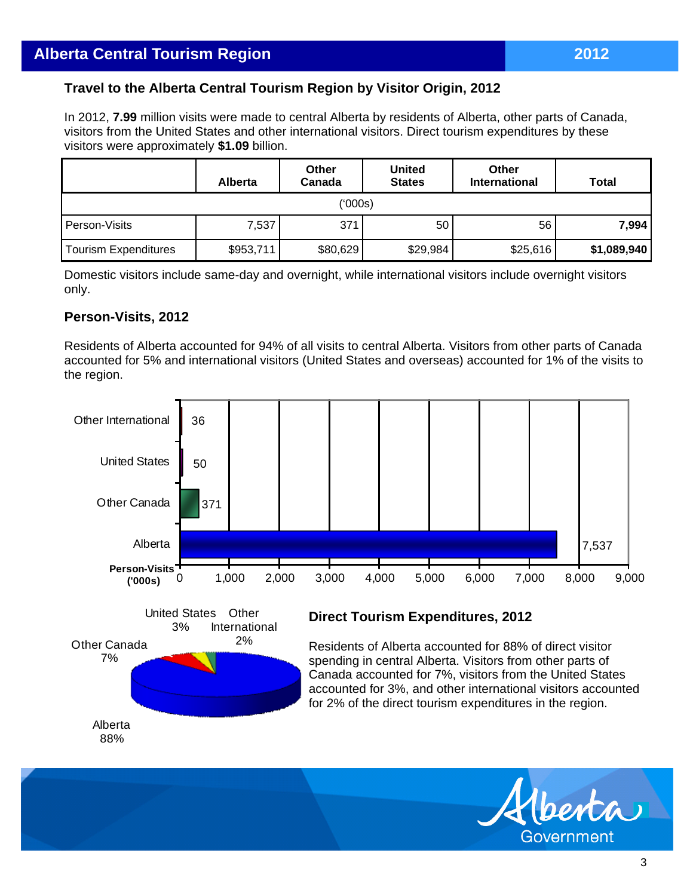## Alberta Central Tourism Region — 2012

### Travel to the Alberta Central Tourism Region by Visitor Origin, 2012

In 2012, **7.99** million visits were made to central Alberta by residents of Alberta, other parts of Canada, visitors from the United States and other international visitors. Direct tourism expenditures by these visitors were approximately **$1.09** billion.

| | Alberta | Other Canada | United States | Other International | Total |
|---|---|---|---|---|---|
| ('000s) | | | | | |
| Person-Visits | 7,537 | 371 | 50 | 56 | **7,994** |
| Tourism Expenditures | $953,711 | $80,629 | $29,984 | $25,616 | **$1,089,940** |

Domestic visitors include same-day and overnight, while international visitors include overnight visitors only.

### Person-Visits, 2012

Residents of Alberta accounted for 94% of all visits to central Alberta. Visitors from other parts of Canada accounted for 5% and international visitors (United States and overseas) accounted for 1% of the visits to the region.

| Person-Visits ('000s) | |
|---|---|
| Other International | 36 |
| United States | 50 |
| Other Canada | 371 |
| Alberta | 7,537 |

### Direct Tourism Expenditures, 2012

Residents of Alberta accounted for 88% of direct visitor spending in central Alberta. Visitors from other parts of Canada accounted for 7%, visitors from the United States accounted for 3%, and other international visitors accounted for 2% of the direct tourism expenditures in the region.

| Origin | Share |
|---|---|
| Alberta | 88% |
| Other Canada | 7% |
| United States | 3% |
| Other International | 2% |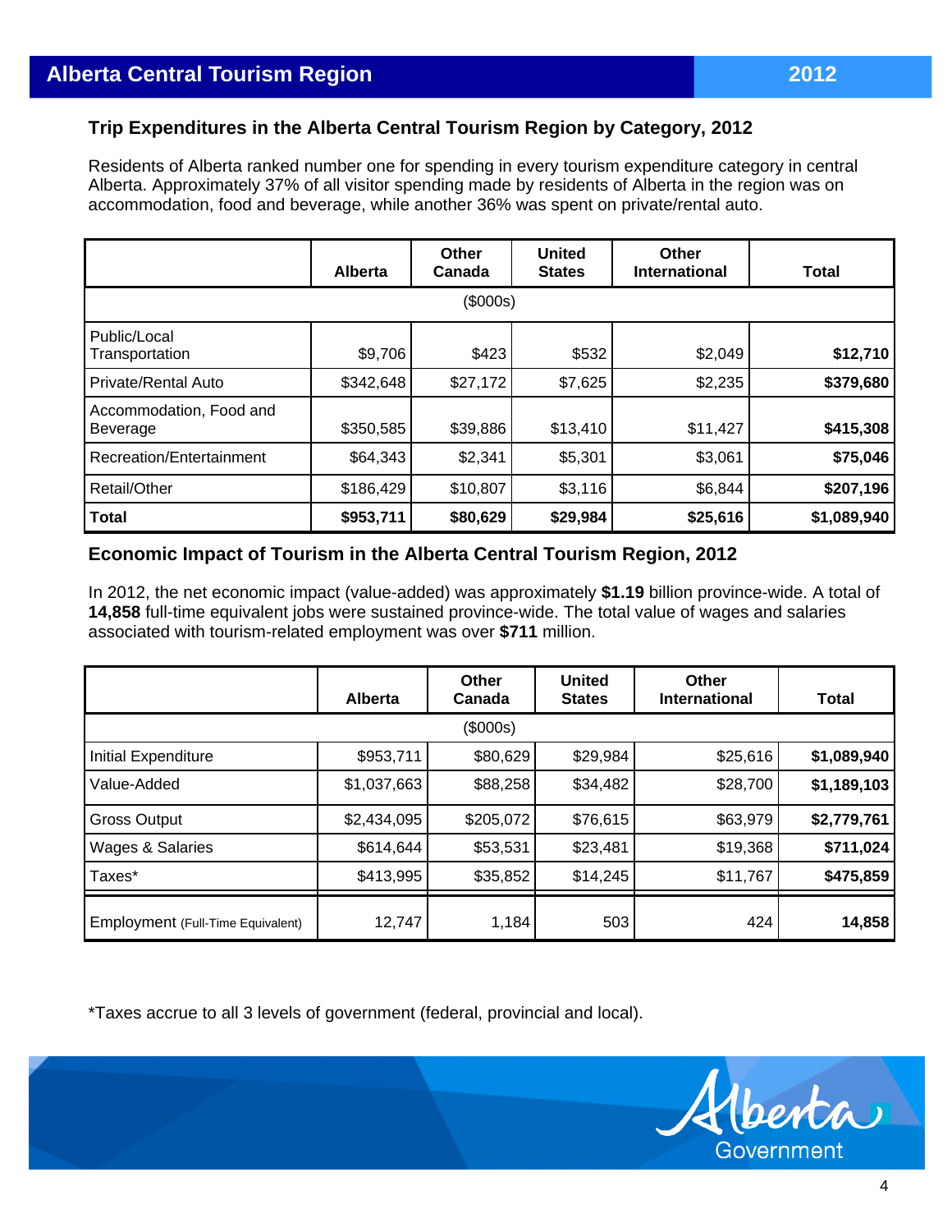# Alberta Central Tourism Region 2012

## Trip Expenditures in the Alberta Central Tourism Region by Category, 2012

Residents of Alberta ranked number one for spending in every tourism expenditure category in central Alberta. Approximately 37% of all visitor spending made by residents of Alberta in the region was on accommodation, food and beverage, while another 36% was spent on private/rental auto.

| | Alberta | Other Canada | United States | Other International | Total |
|---|---|---|---|---|---|
| | | ($000s) | | | |
| Public/Local Transportation | $9,706 | $423 | $532 | $2,049 | **$12,710** |
| Private/Rental Auto | $342,648 | $27,172 | $7,625 | $2,235 | **$379,680** |
| Accommodation, Food and Beverage | $350,585 | $39,886 | $13,410 | $11,427 | **$415,308** |
| Recreation/Entertainment | $64,343 | $2,341 | $5,301 | $3,061 | **$75,046** |
| Retail/Other | $186,429 | $10,807 | $3,116 | $6,844 | **$207,196** |
| **Total** | **$953,711** | **$80,629** | **$29,984** | **$25,616** | **$1,089,940** |

## Economic Impact of Tourism in the Alberta Central Tourism Region, 2012

In 2012, the net economic impact (value-added) was approximately **$1.19** billion province-wide. A total of **14,858** full-time equivalent jobs were sustained province-wide. The total value of wages and salaries associated with tourism-related employment was over **$711** million.

| | Alberta | Other Canada | United States | Other International | Total |
|---|---|---|---|---|---|
| | | ($000s) | | | |
| Initial Expenditure | $953,711 | $80,629 | $29,984 | $25,616 | **$1,089,940** |
| Value-Added | $1,037,663 | $88,258 | $34,482 | $28,700 | **$1,189,103** |
| Gross Output | $2,434,095 | $205,072 | $76,615 | $63,979 | **$2,779,761** |
| Wages & Salaries | $614,644 | $53,531 | $23,481 | $19,368 | **$711,024** |
| Taxes* | $413,995 | $35,852 | $14,245 | $11,767 | **$475,859** |
| Employment (Full-Time Equivalent) | 12,747 | 1,184 | 503 | 424 | **14,858** |

*Taxes accrue to all 3 levels of government (federal, provincial and local).

Alberta Government